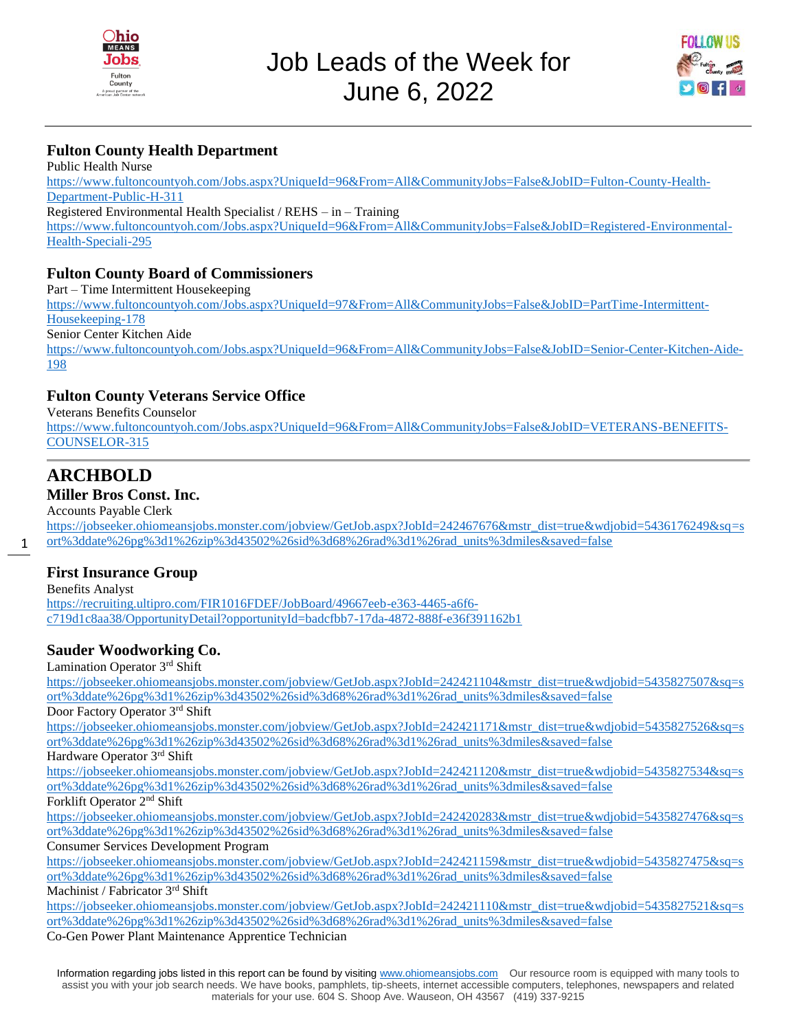# Job Leads of the Week for June 6, 2022

### Fulton County Health Department

Public Health Nurse
https://www.fultoncountyoh.com/Jobs.aspx?UniqueId=96&From=All&CommunityJobs=False&JobID=Fulton-County-Health-Department-Public-H-311

Registered Environmental Health Specialist / REHS – in – Training
https://www.fultoncountyoh.com/Jobs.aspx?UniqueId=96&From=All&CommunityJobs=False&JobID=Registered-Environmental-Health-Speciali-295

### Fulton County Board of Commissioners

Part – Time Intermittent Housekeeping
https://www.fultoncountyoh.com/Jobs.aspx?UniqueId=97&From=All&CommunityJobs=False&JobID=PartTime-Intermittent-Housekeeping-178

Senior Center Kitchen Aide
https://www.fultoncountyoh.com/Jobs.aspx?UniqueId=96&From=All&CommunityJobs=False&JobID=Senior-Center-Kitchen-Aide-198

### Fulton County Veterans Service Office

Veterans Benefits Counselor
https://www.fultoncountyoh.com/Jobs.aspx?UniqueId=96&From=All&CommunityJobs=False&JobID=VETERANS-BENEFITS-COUNSELOR-315

---

## ARCHBOLD

### Miller Bros Const. Inc.

Accounts Payable Clerk
https://jobseeker.ohiomeansjobs.monster.com/jobview/GetJob.aspx?JobId=242467676&mstr_dist=true&wdjobid=5436176249&sq=sort%3ddate%26pg%3d1%26zip%3d43502%26sid%3d68%26rad%3d1%26rad_units%3dmiles&saved=false

### First Insurance Group

Benefits Analyst
https://recruiting.ultipro.com/FIR1016FDEF/JobBoard/49667eeb-e363-4465-a6f6-c719d1c8aa38/OpportunityDetail?opportunityId=badcfbb7-17da-4872-888f-e36f391162b1

### Sauder Woodworking Co.

Lamination Operator 3rd Shift
https://jobseeker.ohiomeansjobs.monster.com/jobview/GetJob.aspx?JobId=242421104&mstr_dist=true&wdjobid=5435827507&sq=sort%3ddate%26pg%3d1%26zip%3d43502%26sid%3d68%26rad%3d1%26rad_units%3dmiles&saved=false

Door Factory Operator 3rd Shift
https://jobseeker.ohiomeansjobs.monster.com/jobview/GetJob.aspx?JobId=242421171&mstr_dist=true&wdjobid=5435827526&sq=sort%3ddate%26pg%3d1%26zip%3d43502%26sid%3d68%26rad%3d1%26rad_units%3dmiles&saved=false

Hardware Operator 3rd Shift
https://jobseeker.ohiomeansjobs.monster.com/jobview/GetJob.aspx?JobId=242421120&mstr_dist=true&wdjobid=5435827534&sq=sort%3ddate%26pg%3d1%26zip%3d43502%26sid%3d68%26rad%3d1%26rad_units%3dmiles&saved=false

Forklift Operator 2nd Shift
https://jobseeker.ohiomeansjobs.monster.com/jobview/GetJob.aspx?JobId=242420283&mstr_dist=true&wdjobid=5435827476&sq=sort%3ddate%26pg%3d1%26zip%3d43502%26sid%3d68%26rad%3d1%26rad_units%3dmiles&saved=false

Consumer Services Development Program
https://jobseeker.ohiomeansjobs.monster.com/jobview/GetJob.aspx?JobId=242421159&mstr_dist=true&wdjobid=5435827475&sq=sort%3ddate%26pg%3d1%26zip%3d43502%26sid%3d68%26rad%3d1%26rad_units%3dmiles&saved=false

Machinist / Fabricator 3rd Shift
https://jobseeker.ohiomeansjobs.monster.com/jobview/GetJob.aspx?JobId=242421110&mstr_dist=true&wdjobid=5435827521&sq=sort%3ddate%26pg%3d1%26zip%3d43502%26sid%3d68%26rad%3d1%26rad_units%3dmiles&saved=false

Co-Gen Power Plant Maintenance Apprentice Technician

Information regarding jobs listed in this report can be found by visiting www.ohiomeansjobs.com Our resource room is equipped with many tools to assist you with your job search needs. We have books, pamphlets, tip-sheets, internet accessible computers, telephones, newspapers and related materials for your use. 604 S. Shoop Ave. Wauseon, OH 43567 (419) 337-9215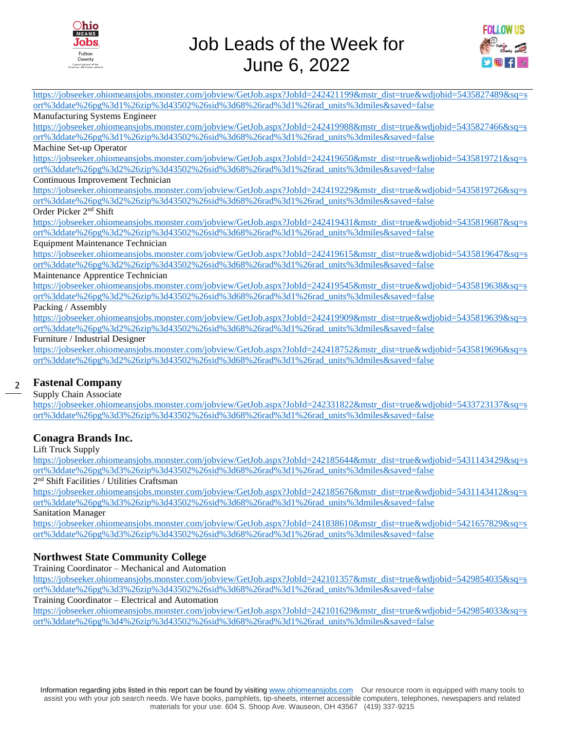https://jobseeker.ohiomeansjobs.monster.com/jobview/GetJob.aspx?JobId=242421199&mstr_dist=true&wdjobid=5435827489&sq=sort%3ddate%26pg%3d1%26zip%3d43502%26sid%3d68%26rad%3d1%26rad_units%3dmiles&saved=false

Manufacturing Systems Engineer
https://jobseeker.ohiomeansjobs.monster.com/jobview/GetJob.aspx?JobId=242419988&mstr_dist=true&wdjobid=5435827466&sq=sort%3ddate%26pg%3d1%26zip%3d43502%26sid%3d68%26rad%3d1%26rad_units%3dmiles&saved=false

Machine Set-up Operator
https://jobseeker.ohiomeansjobs.monster.com/jobview/GetJob.aspx?JobId=242419650&mstr_dist=true&wdjobid=5435819721&sq=sort%3ddate%26pg%3d2%26zip%3d43502%26sid%3d68%26rad%3d1%26rad_units%3dmiles&saved=false

Continuous Improvement Technician
https://jobseeker.ohiomeansjobs.monster.com/jobview/GetJob.aspx?JobId=242419229&mstr_dist=true&wdjobid=5435819726&sq=sort%3ddate%26pg%3d2%26zip%3d43502%26sid%3d68%26rad%3d1%26rad_units%3dmiles&saved=false

Order Picker 2nd Shift
https://jobseeker.ohiomeansjobs.monster.com/jobview/GetJob.aspx?JobId=242419431&mstr_dist=true&wdjobid=5435819687&sq=sort%3ddate%26pg%3d2%26zip%3d43502%26sid%3d68%26rad%3d1%26rad_units%3dmiles&saved=false

Equipment Maintenance Technician
https://jobseeker.ohiomeansjobs.monster.com/jobview/GetJob.aspx?JobId=242419615&mstr_dist=true&wdjobid=5435819647&sq=sort%3ddate%26pg%3d2%26zip%3d43502%26sid%3d68%26rad%3d1%26rad_units%3dmiles&saved=false

Maintenance Apprentice Technician
https://jobseeker.ohiomeansjobs.monster.com/jobview/GetJob.aspx?JobId=242419545&mstr_dist=true&wdjobid=5435819638&sq=sort%3ddate%26pg%3d2%26zip%3d43502%26sid%3d68%26rad%3d1%26rad_units%3dmiles&saved=false

Packing / Assembly
https://jobseeker.ohiomeansjobs.monster.com/jobview/GetJob.aspx?JobId=242419909&mstr_dist=true&wdjobid=5435819639&sq=sort%3ddate%26pg%3d2%26zip%3d43502%26sid%3d68%26rad%3d1%26rad_units%3dmiles&saved=false

Furniture / Industrial Designer
https://jobseeker.ohiomeansjobs.monster.com/jobview/GetJob.aspx?JobId=242418752&mstr_dist=true&wdjobid=5435819696&sq=sort%3ddate%26pg%3d2%26zip%3d43502%26sid%3d68%26rad%3d1%26rad_units%3dmiles&saved=false

## Fastenal Company

Supply Chain Associate
https://jobseeker.ohiomeansjobs.monster.com/jobview/GetJob.aspx?JobId=242331822&mstr_dist=true&wdjobid=5433723137&sq=sort%3ddate%26pg%3d3%26zip%3d43502%26sid%3d68%26rad%3d1%26rad_units%3dmiles&saved=false

## Conagra Brands Inc.

Lift Truck Supply
https://jobseeker.ohiomeansjobs.monster.com/jobview/GetJob.aspx?JobId=242185644&mstr_dist=true&wdjobid=5431143429&sq=sort%3ddate%26pg%3d3%26zip%3d43502%26sid%3d68%26rad%3d1%26rad_units%3dmiles&saved=false

2nd Shift Facilities / Utilities Craftsman
https://jobseeker.ohiomeansjobs.monster.com/jobview/GetJob.aspx?JobId=242185676&mstr_dist=true&wdjobid=5431143412&sq=sort%3ddate%26pg%3d3%26zip%3d43502%26sid%3d68%26rad%3d1%26rad_units%3dmiles&saved=false

Sanitation Manager
https://jobseeker.ohiomeansjobs.monster.com/jobview/GetJob.aspx?JobId=241838610&mstr_dist=true&wdjobid=5421657829&sq=sort%3ddate%26pg%3d3%26zip%3d43502%26sid%3d68%26rad%3d1%26rad_units%3dmiles&saved=false

## Northwest State Community College

Training Coordinator – Mechanical and Automation
https://jobseeker.ohiomeansjobs.monster.com/jobview/GetJob.aspx?JobId=242101357&mstr_dist=true&wdjobid=5429854035&sq=sort%3ddate%26pg%3d3%26zip%3d43502%26sid%3d68%26rad%3d1%26rad_units%3dmiles&saved=false

Training Coordinator – Electrical and Automation
https://jobseeker.ohiomeansjobs.monster.com/jobview/GetJob.aspx?JobId=242101629&mstr_dist=true&wdjobid=5429854033&sq=sort%3ddate%26pg%3d4%26zip%3d43502%26sid%3d68%26rad%3d1%26rad_units%3dmiles&saved=false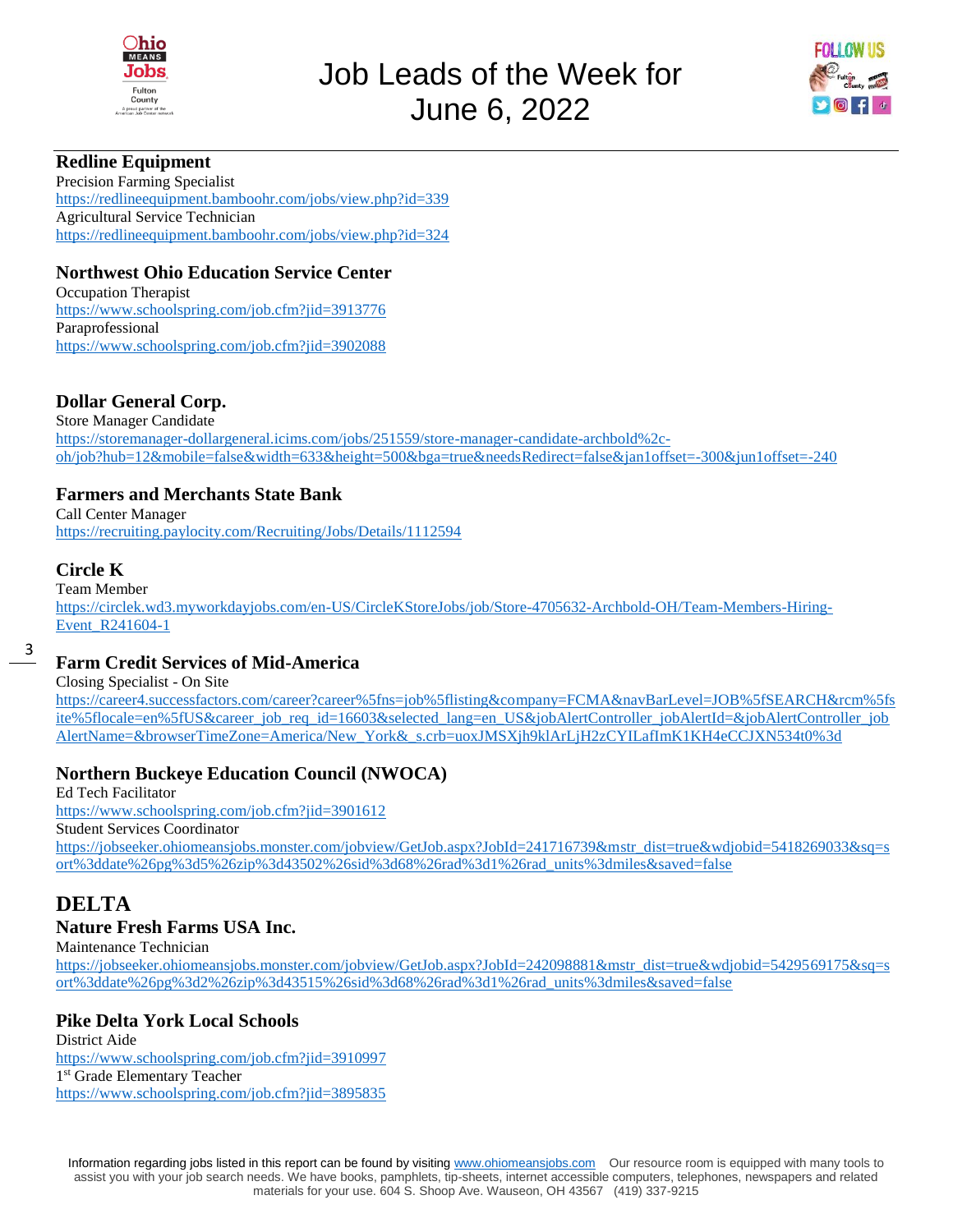# Job Leads of the Week for June 6, 2022

## Redline Equipment

Precision Farming Specialist
https://redlineequipment.bamboohr.com/jobs/view.php?id=339
Agricultural Service Technician
https://redlineequipment.bamboohr.com/jobs/view.php?id=324

## Northwest Ohio Education Service Center

Occupation Therapist
https://www.schoolspring.com/job.cfm?jid=3913776
Paraprofessional
https://www.schoolspring.com/job.cfm?jid=3902088

## Dollar General Corp.

Store Manager Candidate
https://storemanager-dollargeneral.icims.com/jobs/251559/store-manager-candidate-archbold%2c-oh/job?hub=12&mobile=false&width=633&height=500&bga=true&needsRedirect=false&jan1offset=-300&jun1offset=-240

## Farmers and Merchants State Bank

Call Center Manager
https://recruiting.paylocity.com/Recruiting/Jobs/Details/1112594

## Circle K

Team Member
https://circlek.wd3.myworkdayjobs.com/en-US/CircleKStoreJobs/job/Store-4705632-Archbold-OH/Team-Members-Hiring-Event_R241604-1

## Farm Credit Services of Mid-America

Closing Specialist - On Site
https://career4.successfactors.com/career?career%5fns=job%5flisting&company=FCMA&navBarLevel=JOB%5fSEARCH&rcm%5fsite%5flocale=en%5fUS&career_job_req_id=16603&selected_lang=en_US&jobAlertController_jobAlertId=&jobAlertController_jobAlertName=&browserTimeZone=America/New_York&_s.crb=uoxJMSXjh9klArLjH2zCYILafImK1KH4eCCJXN534t0%3d

## Northern Buckeye Education Council (NWOCA)

Ed Tech Facilitator
https://www.schoolspring.com/job.cfm?jid=3901612
Student Services Coordinator
https://jobseeker.ohiomeansjobs.monster.com/jobview/GetJob.aspx?JobId=241716739&mstr_dist=true&wdjobid=5418269033&sq=sort%3ddate%26pg%3d5%26zip%3d43502%26sid%3d68%26rad%3d1%26rad_units%3dmiles&saved=false

# DELTA

## Nature Fresh Farms USA Inc.

Maintenance Technician
https://jobseeker.ohiomeansjobs.monster.com/jobview/GetJob.aspx?JobId=242098881&mstr_dist=true&wdjobid=5429569175&sq=sort%3ddate%26pg%3d2%26zip%3d43515%26sid%3d68%26rad%3d1%26rad_units%3dmiles&saved=false

## Pike Delta York Local Schools

District Aide
https://www.schoolspring.com/job.cfm?jid=3910997
1st Grade Elementary Teacher
https://www.schoolspring.com/job.cfm?jid=3895835

Information regarding jobs listed in this report can be found by visiting www.ohiomeansjobs.com Our resource room is equipped with many tools to assist you with your job search needs. We have books, pamphlets, tip-sheets, internet accessible computers, telephones, newspapers and related materials for your use. 604 S. Shoop Ave. Wauseon, OH 43567 (419) 337-9215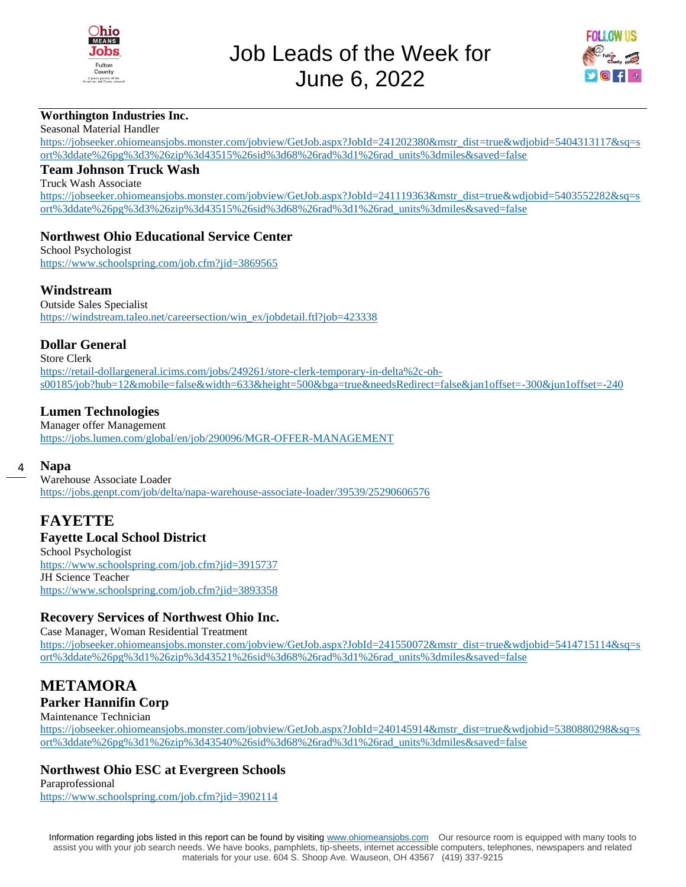# Job Leads of the Week for June 6, 2022

### Worthington Industries Inc.
Seasonal Material Handler
https://jobseeker.ohiomeansjobs.monster.com/jobview/GetJob.aspx?JobId=241202380&mstr_dist=true&wdjobid=5404313117&sq=sort%3ddate%26pg%3d3%26zip%3d43515%26sid%3d68%26rad%3d1%26rad_units%3dmiles&saved=false

### Team Johnson Truck Wash
Truck Wash Associate
https://jobseeker.ohiomeansjobs.monster.com/jobview/GetJob.aspx?JobId=241119363&mstr_dist=true&wdjobid=5403552282&sq=sort%3ddate%26pg%3d3%26zip%3d43515%26sid%3d68%26rad%3d1%26rad_units%3dmiles&saved=false

### Northwest Ohio Educational Service Center
School Psychologist
https://www.schoolspring.com/job.cfm?jid=3869565

### Windstream
Outside Sales Specialist
https://windstream.taleo.net/careersection/win_ex/jobdetail.ftl?job=423338

### Dollar General
Store Clerk
https://retail-dollargeneral.icims.com/jobs/249261/store-clerk-temporary-in-delta%2c-oh-s00185/job?hub=12&mobile=false&width=633&height=500&bga=true&needsRedirect=false&jan1offset=-300&jun1offset=-240

### Lumen Technologies
Manager offer Management
https://jobs.lumen.com/global/en/job/290096/MGR-OFFER-MANAGEMENT

### Napa
Warehouse Associate Loader
https://jobs.genpt.com/job/delta/napa-warehouse-associate-loader/39539/25290606576

## FAYETTE

### Fayette Local School District
School Psychologist
https://www.schoolspring.com/job.cfm?jid=3915737
JH Science Teacher
https://www.schoolspring.com/job.cfm?jid=3893358

### Recovery Services of Northwest Ohio Inc.
Case Manager, Woman Residential Treatment
https://jobseeker.ohiomeansjobs.monster.com/jobview/GetJob.aspx?JobId=241550072&mstr_dist=true&wdjobid=5414715114&sq=sort%3ddate%26pg%3d1%26zip%3d43521%26sid%3d68%26rad%3d1%26rad_units%3dmiles&saved=false

## METAMORA

### Parker Hannifin Corp
Maintenance Technician
https://jobseeker.ohiomeansjobs.monster.com/jobview/GetJob.aspx?JobId=240145914&mstr_dist=true&wdjobid=5380880298&sq=sort%3ddate%26pg%3d1%26zip%3d43540%26sid%3d68%26rad%3d1%26rad_units%3dmiles&saved=false

### Northwest Ohio ESC at Evergreen Schools
Paraprofessional
https://www.schoolspring.com/job.cfm?jid=3902114

Information regarding jobs listed in this report can be found by visiting www.ohiomeansjobs.com Our resource room is equipped with many tools to assist you with your job search needs. We have books, pamphlets, tip-sheets, internet accessible computers, telephones, newspapers and related materials for your use. 604 S. Shoop Ave. Wauseon, OH 43567 (419) 337-9215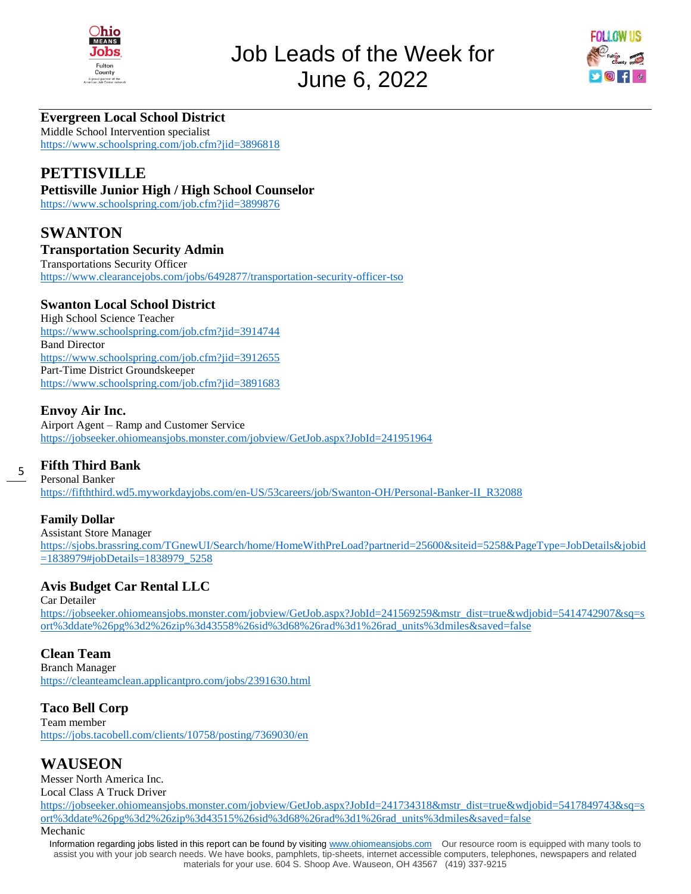**Evergreen Local School District**
Middle School Intervention specialist
https://www.schoolspring.com/job.cfm?jid=3896818

## PETTISVILLE

### Pettisville Junior High / High School Counselor

https://www.schoolspring.com/job.cfm?jid=3899876

## SWANTON

### Transportation Security Admin

Transportations Security Officer
https://www.clearancejobs.com/jobs/6492877/transportation-security-officer-tso

### Swanton Local School District

High School Science Teacher
https://www.schoolspring.com/job.cfm?jid=3914744
Band Director
https://www.schoolspring.com/job.cfm?jid=3912655
Part-Time District Groundskeeper
https://www.schoolspring.com/job.cfm?jid=3891683

### Envoy Air Inc.

Airport Agent – Ramp and Customer Service
https://jobseeker.ohiomeansjobs.monster.com/jobview/GetJob.aspx?JobId=241951964

### Fifth Third Bank

Personal Banker
https://fifththird.wd5.myworkdayjobs.com/en-US/53careers/job/Swanton-OH/Personal-Banker-II_R32088

### Family Dollar

Assistant Store Manager
https://sjobs.brassring.com/TGnewUI/Search/home/HomeWithPreLoad?partnerid=25600&siteid=5258&PageType=JobDetails&jobid=1838979#jobDetails=1838979_5258

### Avis Budget Car Rental LLC

Car Detailer
https://jobseeker.ohiomeansjobs.monster.com/jobview/GetJob.aspx?JobId=241569259&mstr_dist=true&wdjobid=5414742907&sq=sort%3ddate%26pg%3d2%26zip%3d43558%26sid%3d68%26rad%3d1%26rad_units%3dmiles&saved=false

### Clean Team

Branch Manager
https://cleanteamclean.applicantpro.com/jobs/2391630.html

### Taco Bell Corp

Team member
https://jobs.tacobell.com/clients/10758/posting/7369030/en

## WAUSEON

Messer North America Inc.
Local Class A Truck Driver
https://jobseeker.ohiomeansjobs.monster.com/jobview/GetJob.aspx?JobId=241734318&mstr_dist=true&wdjobid=5417849743&sq=sort%3ddate%26pg%3d2%26zip%3d43515%26sid%3d68%26rad%3d1%26rad_units%3dmiles&saved=false
Mechanic

Information regarding jobs listed in this report can be found by visiting www.ohiomeansjobs.com Our resource room is equipped with many tools to assist you with your job search needs. We have books, pamphlets, tip-sheets, internet accessible computers, telephones, newspapers and related materials for your use. 604 S. Shoop Ave. Wauseon, OH 43567 (419) 337-9215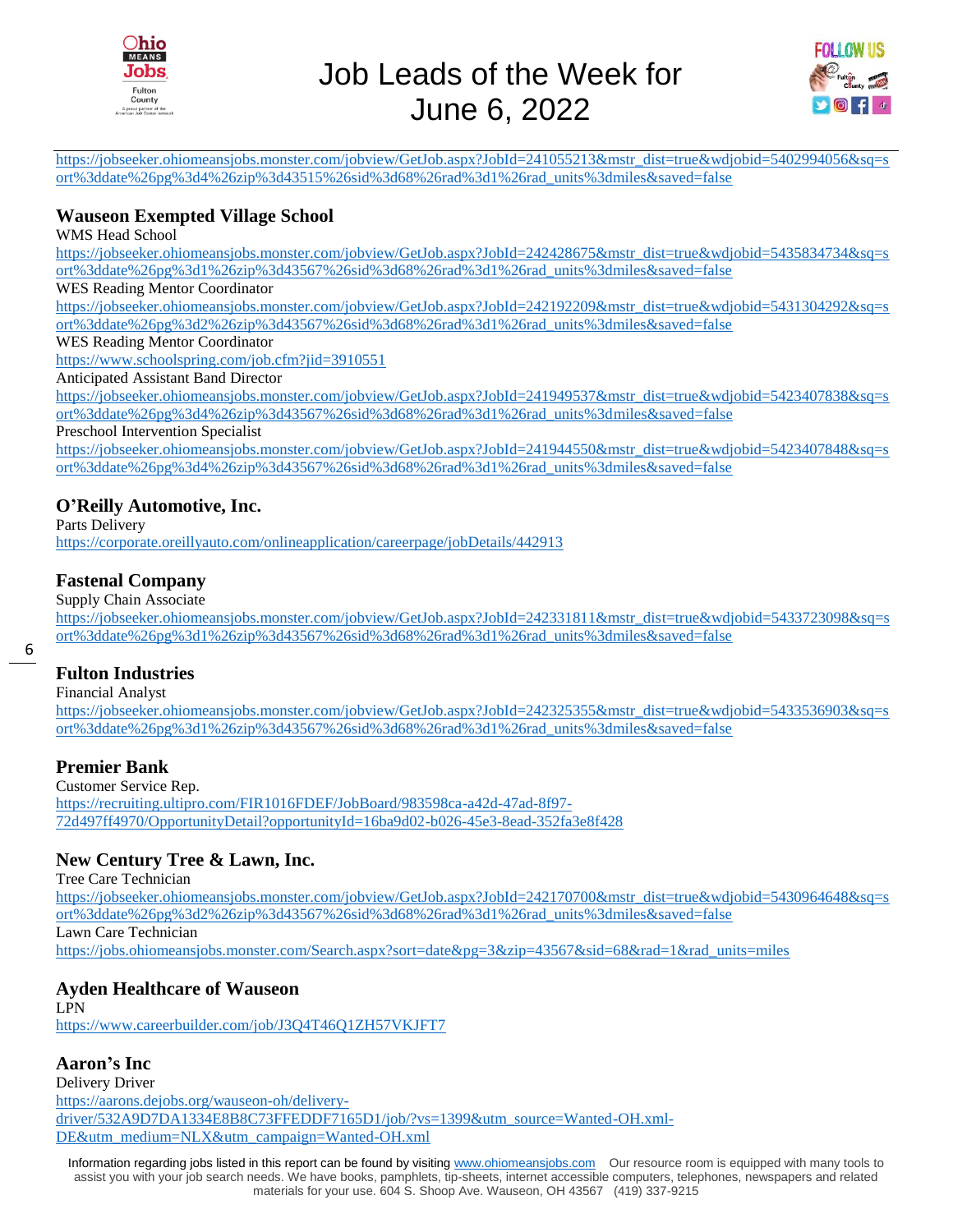https://jobseeker.ohiomeansjobs.monster.com/jobview/GetJob.aspx?JobId=241055213&mstr_dist=true&wdjobid=5402994056&sq=sort%3ddate%26pg%3d4%26zip%3d43515%26sid%3d68%26rad%3d1%26rad_units%3dmiles&saved=false

## Wauseon Exempted Village School

WMS Head School
https://jobseeker.ohiomeansjobs.monster.com/jobview/GetJob.aspx?JobId=242428675&mstr_dist=true&wdjobid=5435834734&sq=sort%3ddate%26pg%3d1%26zip%3d43567%26sid%3d68%26rad%3d1%26rad_units%3dmiles&saved=false

WES Reading Mentor Coordinator
https://jobseeker.ohiomeansjobs.monster.com/jobview/GetJob.aspx?JobId=242192209&mstr_dist=true&wdjobid=5431304292&sq=sort%3ddate%26pg%3d2%26zip%3d43567%26sid%3d68%26rad%3d1%26rad_units%3dmiles&saved=false

WES Reading Mentor Coordinator
https://www.schoolspring.com/job.cfm?jid=3910551

Anticipated Assistant Band Director
https://jobseeker.ohiomeansjobs.monster.com/jobview/GetJob.aspx?JobId=241949537&mstr_dist=true&wdjobid=5423407838&sq=sort%3ddate%26pg%3d4%26zip%3d43567%26sid%3d68%26rad%3d1%26rad_units%3dmiles&saved=false

Preschool Intervention Specialist
https://jobseeker.ohiomeansjobs.monster.com/jobview/GetJob.aspx?JobId=241944550&mstr_dist=true&wdjobid=5423407848&sq=sort%3ddate%26pg%3d4%26zip%3d43567%26sid%3d68%26rad%3d1%26rad_units%3dmiles&saved=false

## O'Reilly Automotive, Inc.

Parts Delivery
https://corporate.oreillyauto.com/onlineapplication/careerpage/jobDetails/442913

## Fastenal Company

Supply Chain Associate
https://jobseeker.ohiomeansjobs.monster.com/jobview/GetJob.aspx?JobId=242331811&mstr_dist=true&wdjobid=5433723098&sq=sort%3ddate%26pg%3d1%26zip%3d43567%26sid%3d68%26rad%3d1%26rad_units%3dmiles&saved=false

## Fulton Industries

Financial Analyst
https://jobseeker.ohiomeansjobs.monster.com/jobview/GetJob.aspx?JobId=242325355&mstr_dist=true&wdjobid=5433536903&sq=sort%3ddate%26pg%3d1%26zip%3d43567%26sid%3d68%26rad%3d1%26rad_units%3dmiles&saved=false

## Premier Bank

Customer Service Rep.
https://recruiting.ultipro.com/FIR1016FDEF/JobBoard/983598ca-a42d-47ad-8f97-72d497ff4970/OpportunityDetail?opportunityId=16ba9d02-b026-45e3-8ead-352fa3e8f428

## New Century Tree & Lawn, Inc.

Tree Care Technician
https://jobseeker.ohiomeansjobs.monster.com/jobview/GetJob.aspx?JobId=242170700&mstr_dist=true&wdjobid=5430964648&sq=sort%3ddate%26pg%3d2%26zip%3d43567%26sid%3d68%26rad%3d1%26rad_units%3dmiles&saved=false

Lawn Care Technician
https://jobs.ohiomeansjobs.monster.com/Search.aspx?sort=date&pg=3&zip=43567&sid=68&rad=1&rad_units=miles

## Ayden Healthcare of Wauseon

LPN
https://www.careerbuilder.com/job/J3Q4T46Q1ZH57VKJFT7

## Aaron's Inc

Delivery Driver
https://aarons.dejobs.org/wauseon-oh/delivery-driver/532A9D7DA1334E8B8C73FFEDDF7165D1/job/?vs=1399&utm_source=Wanted-OH.xml-DE&utm_medium=NLX&utm_campaign=Wanted-OH.xml

Information regarding jobs listed in this report can be found by visiting www.ohiomeansjobs.com Our resource room is equipped with many tools to assist you with your job search needs. We have books, pamphlets, tip-sheets, internet accessible computers, telephones, newspapers and related materials for your use. 604 S. Shoop Ave. Wauseon, OH 43567 (419) 337-9215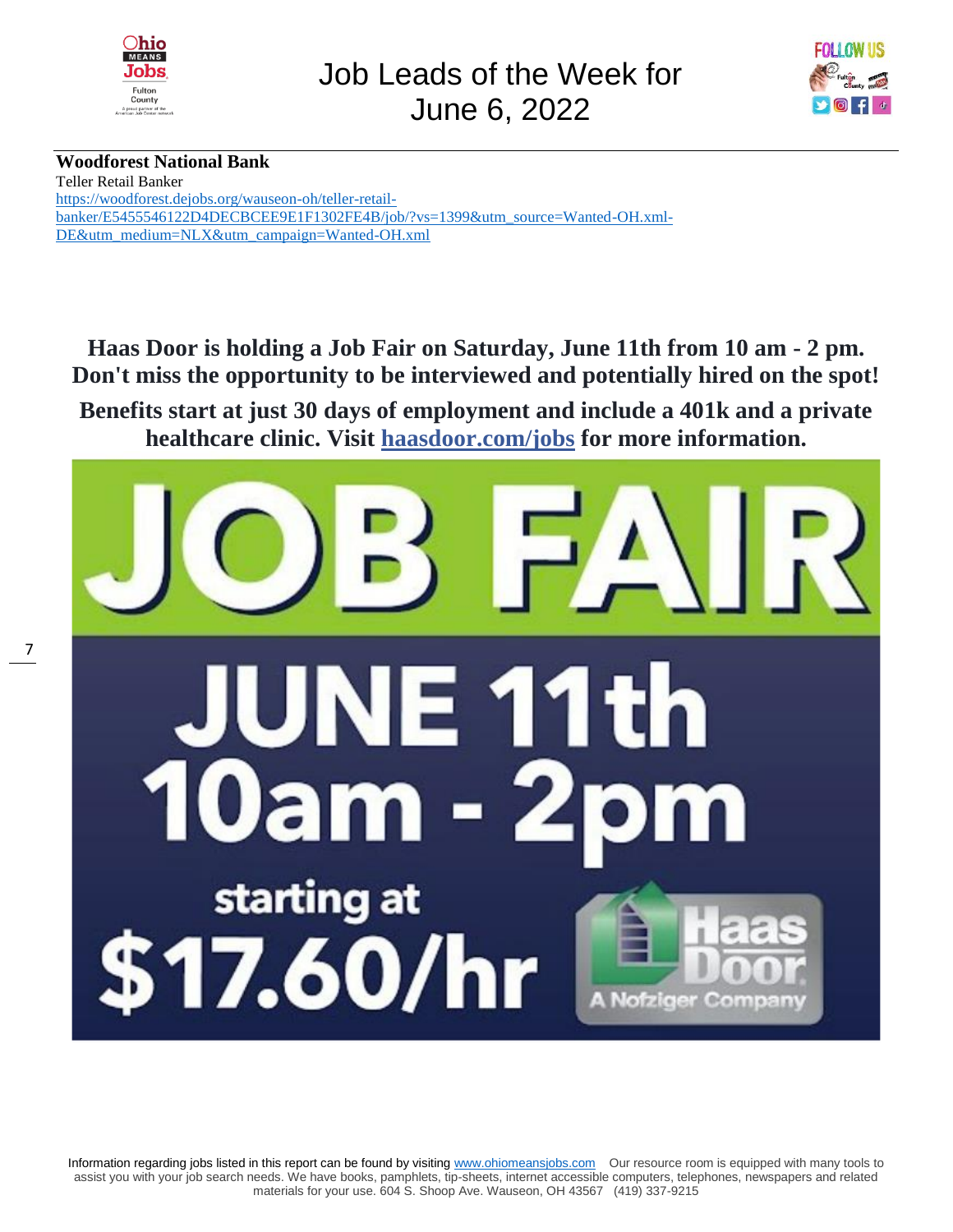**Woodforest National Bank**

Teller Retail Banker

https://woodforest.dejobs.org/wauseon-oh/teller-retail-banker/E5455546122D4DECBCEE9E1F1302FE4B/job/?vs=1399&utm_source=Wanted-OH.xml-DE&utm_medium=NLX&utm_campaign=Wanted-OH.xml

**Haas Door is holding a Job Fair on Saturday, June 11th from 10 am - 2 pm. Don't miss the opportunity to be interviewed and potentially hired on the spot!**

**Benefits start at just 30 days of employment and include a 401k and a private healthcare clinic. Visit [haasdoor.com/jobs](haasdoor.com/jobs) for more information.**

JOB FAIR

JUNE 11th

10am - 2pm

starting at

$17.60/hr

Haas Door

A Nofziger Company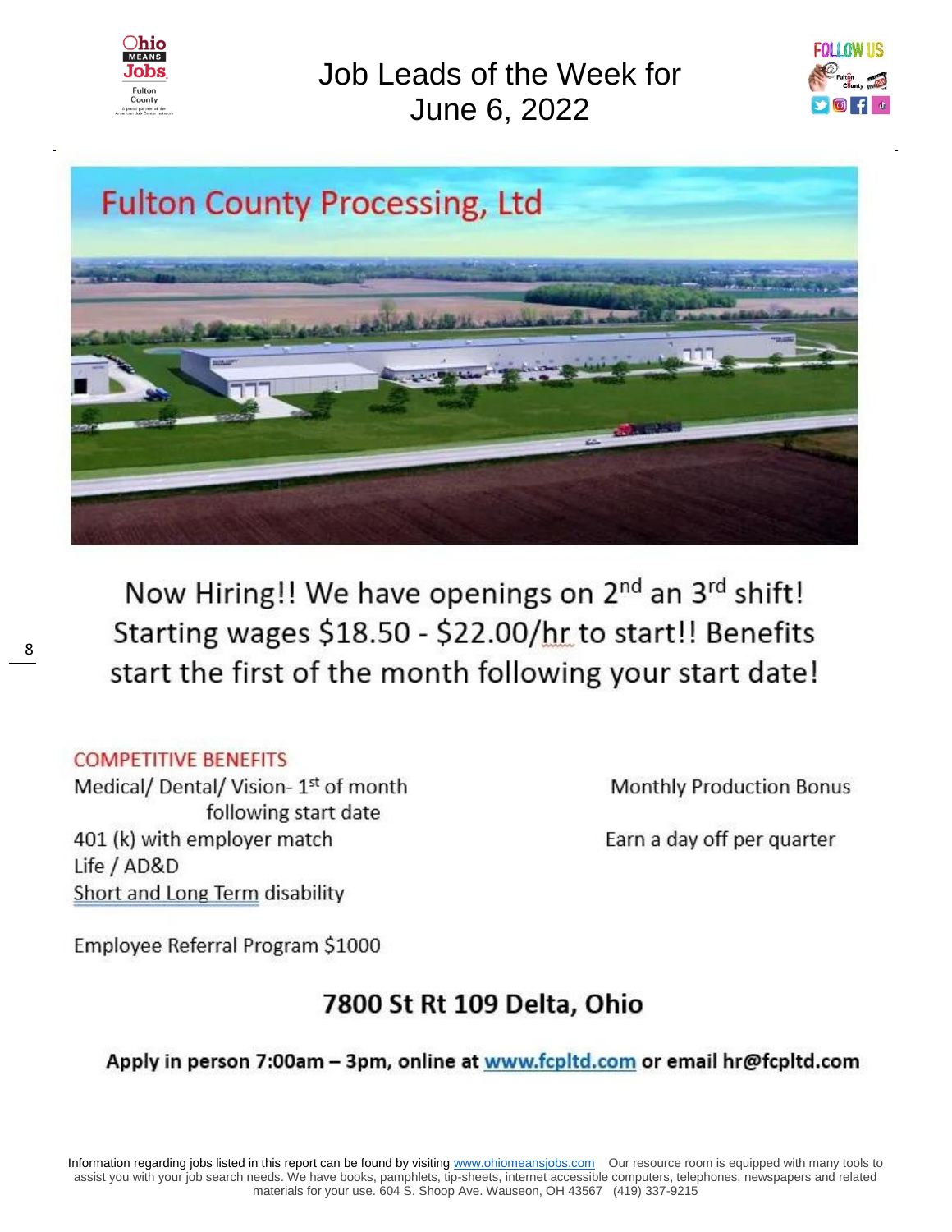# Job Leads of the Week for June 6, 2022

## Fulton County Processing, Ltd

Now Hiring!! We have openings on 2nd an 3rd shift! Starting wages $18.50 - $22.00/hr to start!! Benefits start the first of the month following your start date!

**COMPETITIVE BENEFITS**

Medical/ Dental/ Vision- 1st of month following start date

401 (k) with employer match

Life / AD&D

Short and Long Term disability

Employee Referral Program $1000

Monthly Production Bonus

Earn a day off per quarter

## 7800 St Rt 109 Delta, Ohio

**Apply in person 7:00am – 3pm, online at www.fcpltd.com or email hr@fcpltd.com**

Information regarding jobs listed in this report can be found by visiting www.ohiomeansjobs.com Our resource room is equipped with many tools to assist you with your job search needs. We have books, pamphlets, tip-sheets, internet accessible computers, telephones, newspapers and related materials for your use. 604 S. Shoop Ave. Wauseon, OH 43567 (419) 337-9215